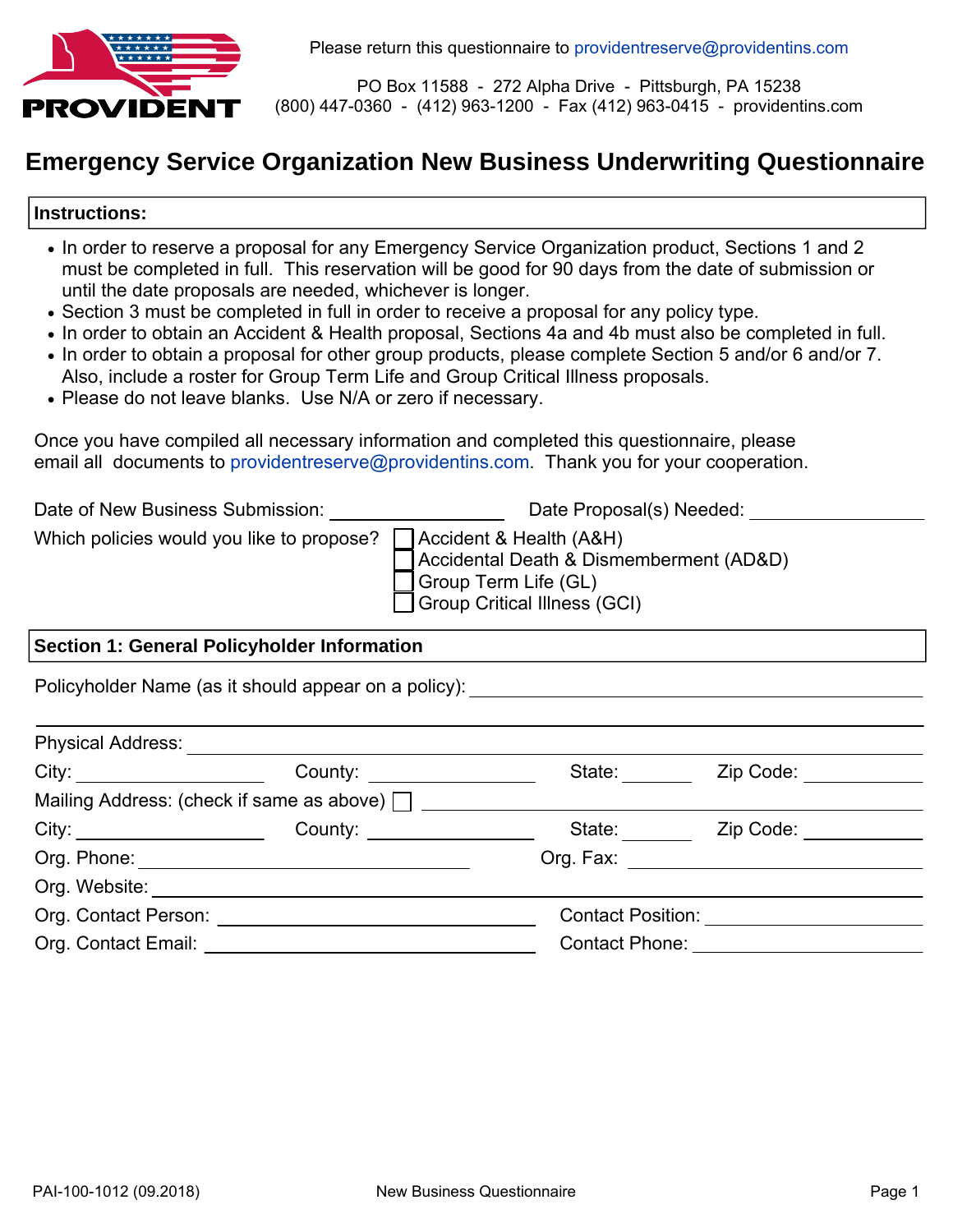**PROVIDENT**

Please return this questionnaire to providentreserve@providentins.com

PO Box 11588 - 272 Alpha Drive - Pittsburgh, PA 15238
(800) 447-0360 - (412) 963-1200 - Fax (412) 963-0415 - providentins.com

# Emergency Service Organization New Business Underwriting Questionnaire

**Instructions:**

- In order to reserve a proposal for any Emergency Service Organization product, Sections 1 and 2 must be completed in full. This reservation will be good for 90 days from the date of submission or until the date proposals are needed, whichever is longer.
- Section 3 must be completed in full in order to receive a proposal for any policy type.
- In order to obtain an Accident & Health proposal, Sections 4a and 4b must also be completed in full.
- In order to obtain a proposal for other group products, please complete Section 5 and/or 6 and/or 7. Also, include a roster for Group Term Life and Group Critical Illness proposals.
- Please do not leave blanks. Use N/A or zero if necessary.

Once you have compiled all necessary information and completed this questionnaire, please email all documents to providentreserve@providentins.com. Thank you for your cooperation.

Date of New Business Submission: ________________ Date Proposal(s) Needed: ________________

Which policies would you like to propose?
- ☐ Accident & Health (A&H)
- ☐ Accidental Death & Dismemberment (AD&D)
- ☐ Group Term Life (GL)
- ☐ Group Critical Illness (GCI)

**Section 1: General Policyholder Information**

Policyholder Name (as it should appear on a policy): ________________________________

________________________________________________

Physical Address: ________________________________

City: ____________ County: ____________ State: ______ Zip Code: ________

Mailing Address: (check if same as above) ☐ ________________________________

City: ____________ County: ____________ State: ______ Zip Code: ________

Org. Phone: ________________ Org. Fax: ________________

Org. Website: ________________________________

Org. Contact Person: ________________ Contact Position: ________________

Org. Contact Email: ________________ Contact Phone: ________________

PAI-100-1012 (09.2018) New Business Questionnaire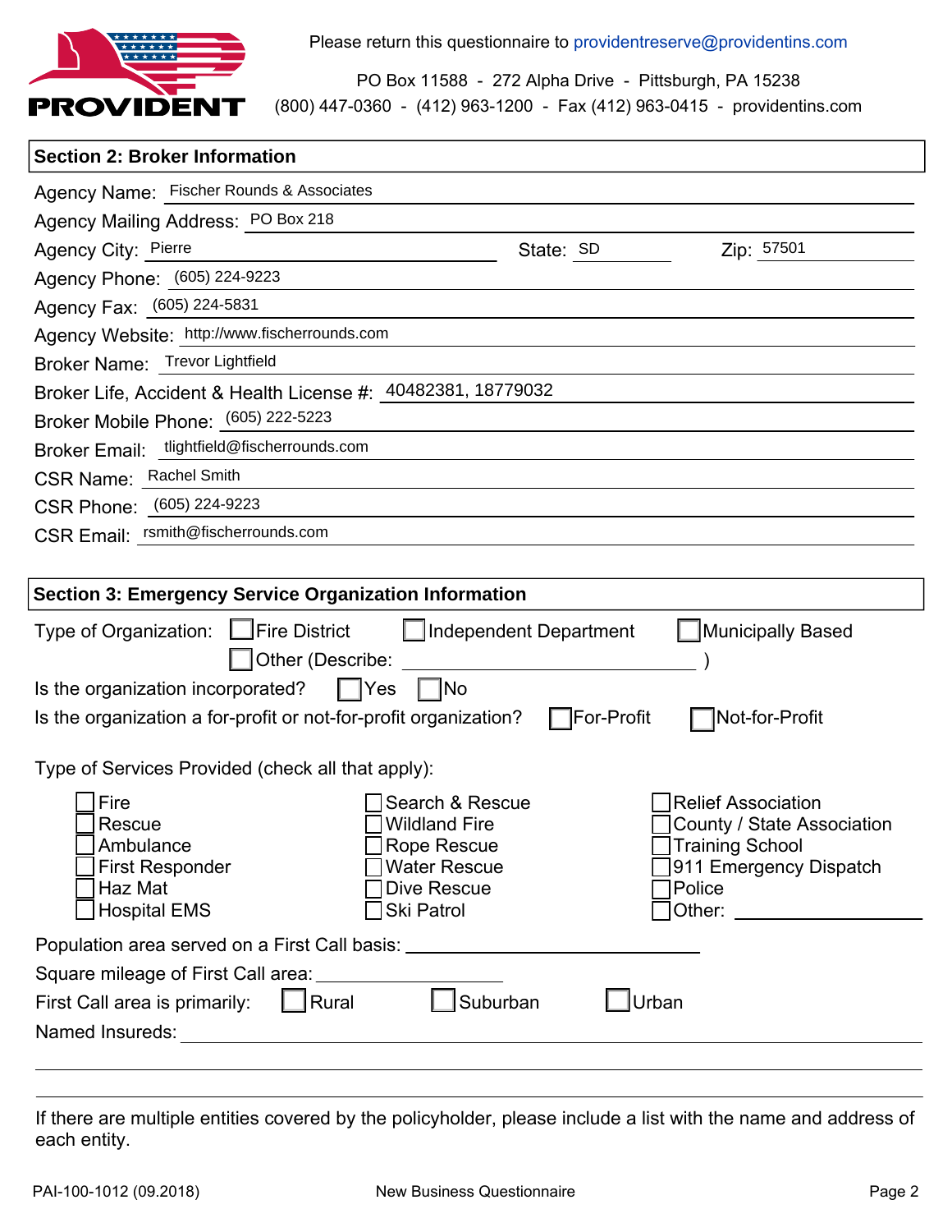Please return this questionnaire to providentreserve@providentins.com

PO Box 11588 - 272 Alpha Drive - Pittsburgh, PA 15238
(800) 447-0360 - (412) 963-1200 - Fax (412) 963-0415 - providentins.com

## Section 2: Broker Information

Agency Name: Fischer Rounds & Associates

Agency Mailing Address: PO Box 218

Agency City: Pierre State: SD Zip: 57501

Agency Phone: (605) 224-9223

Agency Fax: (605) 224-5831

Agency Website: http://www.fischerrounds.com

Broker Name: Trevor Lightfield

Broker Life, Accident & Health License #: 40482381, 18779032

Broker Mobile Phone: (605) 222-5223

Broker Email: tlightfield@fischerrounds.com

CSR Name: Rachel Smith

CSR Phone: (605) 224-9223

CSR Email: rsmith@fischerrounds.com

## Section 3: Emergency Service Organization Information

Type of Organization: ☐ Fire District ☐ Independent Department ☐ Municipally Based ☐ Other (Describe: ______ )

Is the organization incorporated? ☐ Yes ☐ No

Is the organization a for-profit or not-for-profit organization? ☐ For-Profit ☐ Not-for-Profit

Type of Services Provided (check all that apply):

- ☐ Fire
- ☐ Rescue
- ☐ Ambulance
- ☐ First Responder
- ☐ Haz Mat
- ☐ Hospital EMS
- ☐ Search & Rescue
- ☐ Wildland Fire
- ☐ Rope Rescue
- ☐ Water Rescue
- ☐ Dive Rescue
- ☐ Ski Patrol
- ☐ Relief Association
- ☐ County / State Association
- ☐ Training School
- ☐ 911 Emergency Dispatch
- ☐ Police
- ☐ Other: ______

Population area served on a First Call basis: ______

Square mileage of First Call area: ______

First Call area is primarily: ☐ Rural ☐ Suburban ☐ Urban

Named Insureds: ______

If there are multiple entities covered by the policyholder, please include a list with the name and address of each entity.

PAI-100-1012 (09.2018) New Business Questionnaire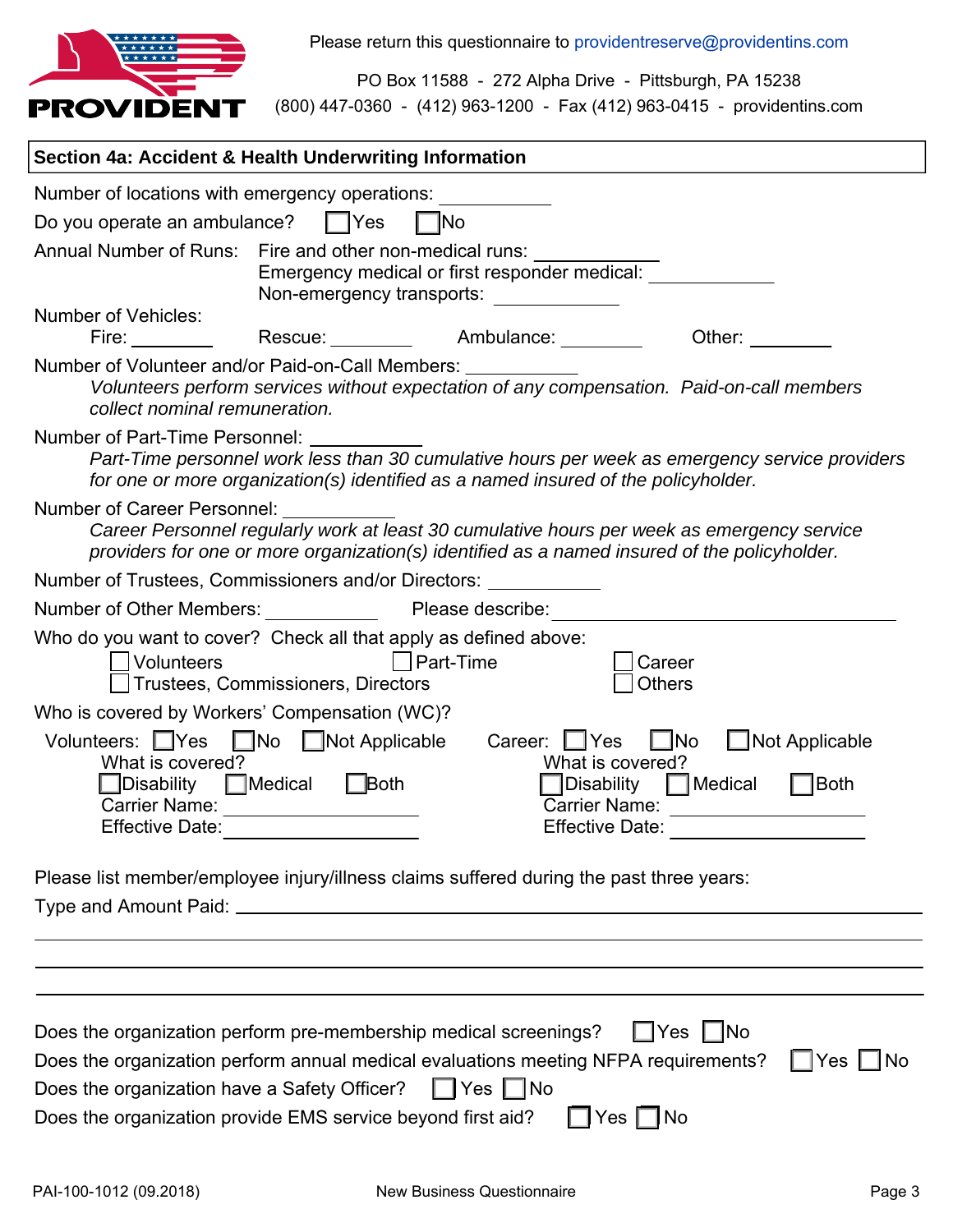Please return this questionnaire to providentreserve@providentins.com

PO Box 11588 - 272 Alpha Drive - Pittsburgh, PA 15238
(800) 447-0360 - (412) 963-1200 - Fax (412) 963-0415 - providentins.com

## Section 4a: Accident & Health Underwriting Information

Number of locations with emergency operations: ___________

Do you operate an ambulance? ☐ Yes ☐ No

Annual Number of Runs: Fire and other non-medical runs: ___________
Emergency medical or first responder medical: ___________
Non-emergency transports: ___________

Number of Vehicles:
Fire: ________ Rescue: ________ Ambulance: ________ Other: ________

Number of Volunteer and/or Paid-on-Call Members: ___________
*Volunteers perform services without expectation of any compensation. Paid-on-call members collect nominal remuneration.*

Number of Part-Time Personnel: ___________
*Part-Time personnel work less than 30 cumulative hours per week as emergency service providers for one or more organization(s) identified as a named insured of the policyholder.*

Number of Career Personnel: ___________
*Career Personnel regularly work at least 30 cumulative hours per week as emergency service providers for one or more organization(s) identified as a named insured of the policyholder.*

Number of Trustees, Commissioners and/or Directors: ___________

Number of Other Members: ___________ Please describe: ______________________________

Who do you want to cover? Check all that apply as defined above:
☐ Volunteers ☐ Part-Time ☐ Career
☐ Trustees, Commissioners, Directors ☐ Others

Who is covered by Workers' Compensation (WC)?

Volunteers: ☐ Yes ☐ No ☐ Not Applicable
What is covered?
☐ Disability ☐ Medical ☐ Both
Carrier Name: ________________
Effective Date: ________________

Career: ☐ Yes ☐ No ☐ Not Applicable
What is covered?
☐ Disability ☐ Medical ☐ Both
Carrier Name: ________________
Effective Date: ________________

Please list member/employee injury/illness claims suffered during the past three years:

Type and Amount Paid: ____________________________________________

____________________________________________

____________________________________________

____________________________________________

Does the organization perform pre-membership medical screenings? ☐ Yes ☐ No

Does the organization perform annual medical evaluations meeting NFPA requirements? ☐ Yes ☐ No

Does the organization have a Safety Officer? ☐ Yes ☐ No

Does the organization provide EMS service beyond first aid? ☐ Yes ☐ No

PAI-100-1012 (09.2018) New Business Questionnaire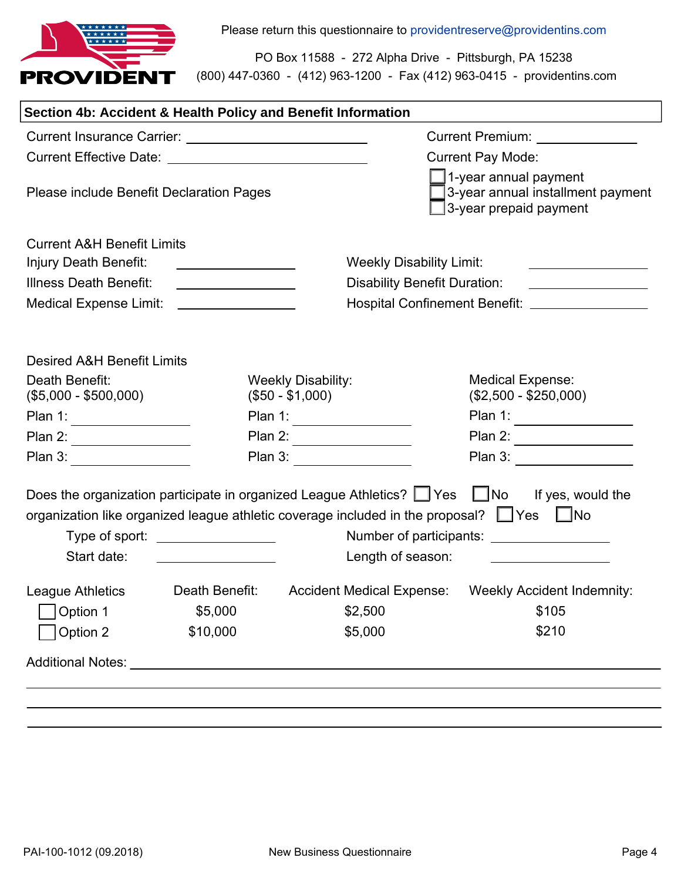Please return this questionnaire to providentreserve@providentins.com

PO Box 11588 - 272 Alpha Drive - Pittsburgh, PA 15238
(800) 447-0360 - (412) 963-1200 - Fax (412) 963-0415 - providentins.com

## Section 4b: Accident & Health Policy and Benefit Information

Current Insurance Carrier: ______________________

Current Premium: ______________

Current Effective Date: ______________________

Current Pay Mode:
- ☐ 1-year annual payment
- ☐ 3-year annual installment payment
- ☐ 3-year prepaid payment

Please include Benefit Declaration Pages

Current A&H Benefit Limits

Injury Death Benefit: ______________

Illness Death Benefit: ______________

Medical Expense Limit: ______________

Weekly Disability Limit: ______________

Disability Benefit Duration: ______________

Hospital Confinement Benefit: ______________

Desired A&H Benefit Limits

| Death Benefit: ($5,000 - $500,000) | Weekly Disability: ($50 - $1,000) | Medical Expense: ($2,500 - $250,000) |
|---|---|---|
| Plan 1: ______________ | Plan 1: ______________ | Plan 1: ______________ |
| Plan 2: ______________ | Plan 2: ______________ | Plan 2: ______________ |
| Plan 3: ______________ | Plan 3: ______________ | Plan 3: ______________ |

Does the organization participate in organized League Athletics? ☐ Yes ☐ No If yes, would the organization like organized league athletic coverage included in the proposal? ☐ Yes ☐ No

Type of sport: ______________

Number of participants: ______________

Start date: ______________

Length of season: ______________

| League Athletics | Death Benefit: | Accident Medical Expense: | Weekly Accident Indemnity: |
|---|---|---|---|
| ☐ Option 1 | $5,000 | $2,500 | $105 |
| ☐ Option 2 | $10,000 | $5,000 | $210 |

Additional Notes: ________________________________________________

______________________________________________________________

______________________________________________________________

______________________________________________________________

PAI-100-1012 (09.2018) New Business Questionnaire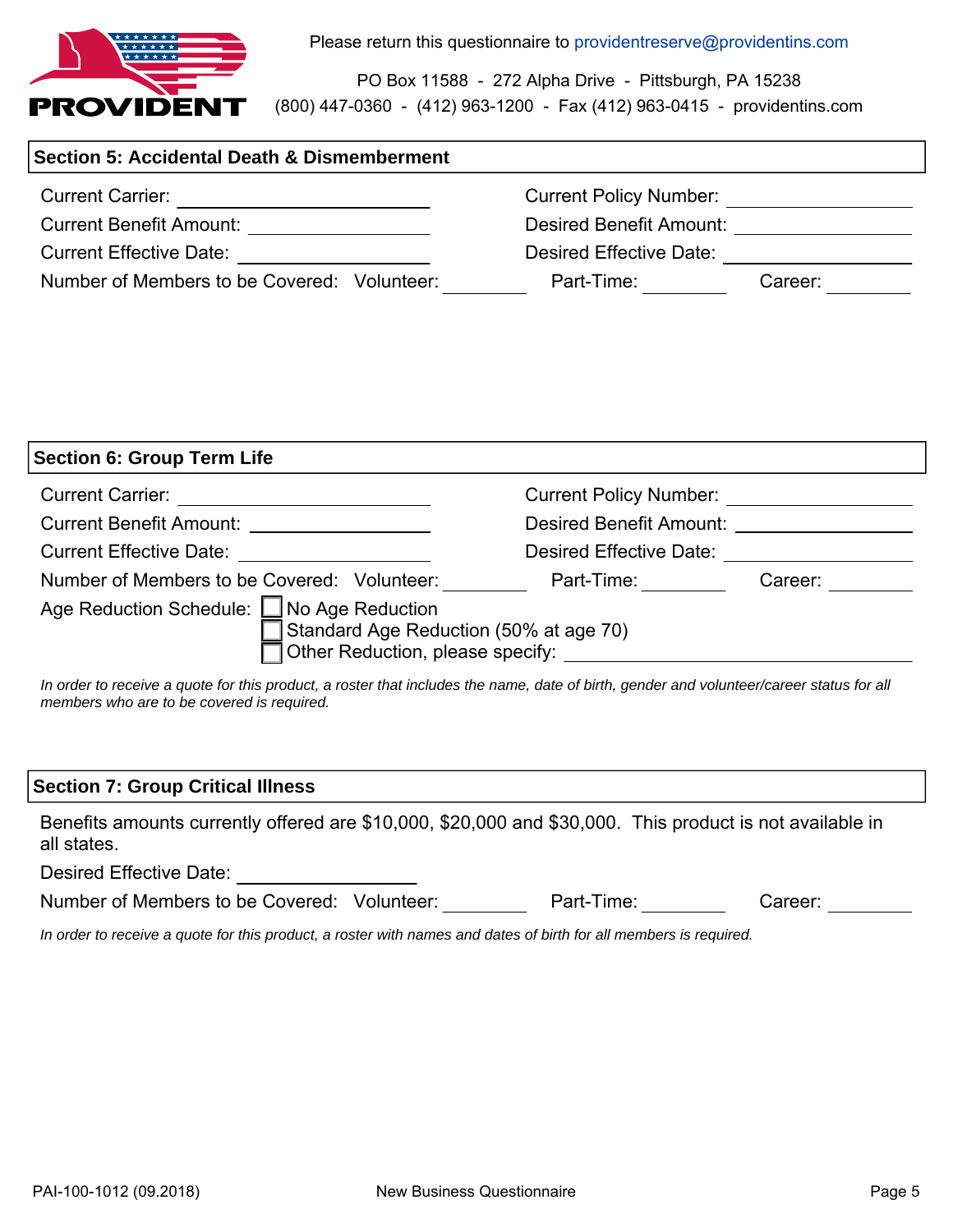Please return this questionnaire to providentreserve@providentins.com

PO Box 11588 - 272 Alpha Drive - Pittsburgh, PA 15238
(800) 447-0360 - (412) 963-1200 - Fax (412) 963-0415 - providentins.com

## Section 5: Accidental Death & Dismemberment

Current Carrier: ____________________ Current Policy Number: ____________________

Current Benefit Amount: ____________________ Desired Benefit Amount: ____________________

Current Effective Date: ____________________ Desired Effective Date: ____________________

Number of Members to be Covered: Volunteer: ________ Part-Time: ________ Career: ________

## Section 6: Group Term Life

Current Carrier: ____________________ Current Policy Number: ____________________

Current Benefit Amount: ____________________ Desired Benefit Amount: ____________________

Current Effective Date: ____________________ Desired Effective Date: ____________________

Number of Members to be Covered: Volunteer: ________ Part-Time: ________ Career: ________

Age Reduction Schedule:
- ☐ No Age Reduction
- ☐ Standard Age Reduction (50% at age 70)
- ☐ Other Reduction, please specify: ____________________

*In order to receive a quote for this product, a roster that includes the name, date of birth, gender and volunteer/career status for all members who are to be covered is required.*

## Section 7: Group Critical Illness

Benefits amounts currently offered are $10,000, $20,000 and $30,000. This product is not available in all states.

Desired Effective Date: ____________________

Number of Members to be Covered: Volunteer: ________ Part-Time: ________ Career: ________

*In order to receive a quote for this product, a roster with names and dates of birth for all members is required.*

PAI-100-1012 (09.2018) New Business Questionnaire